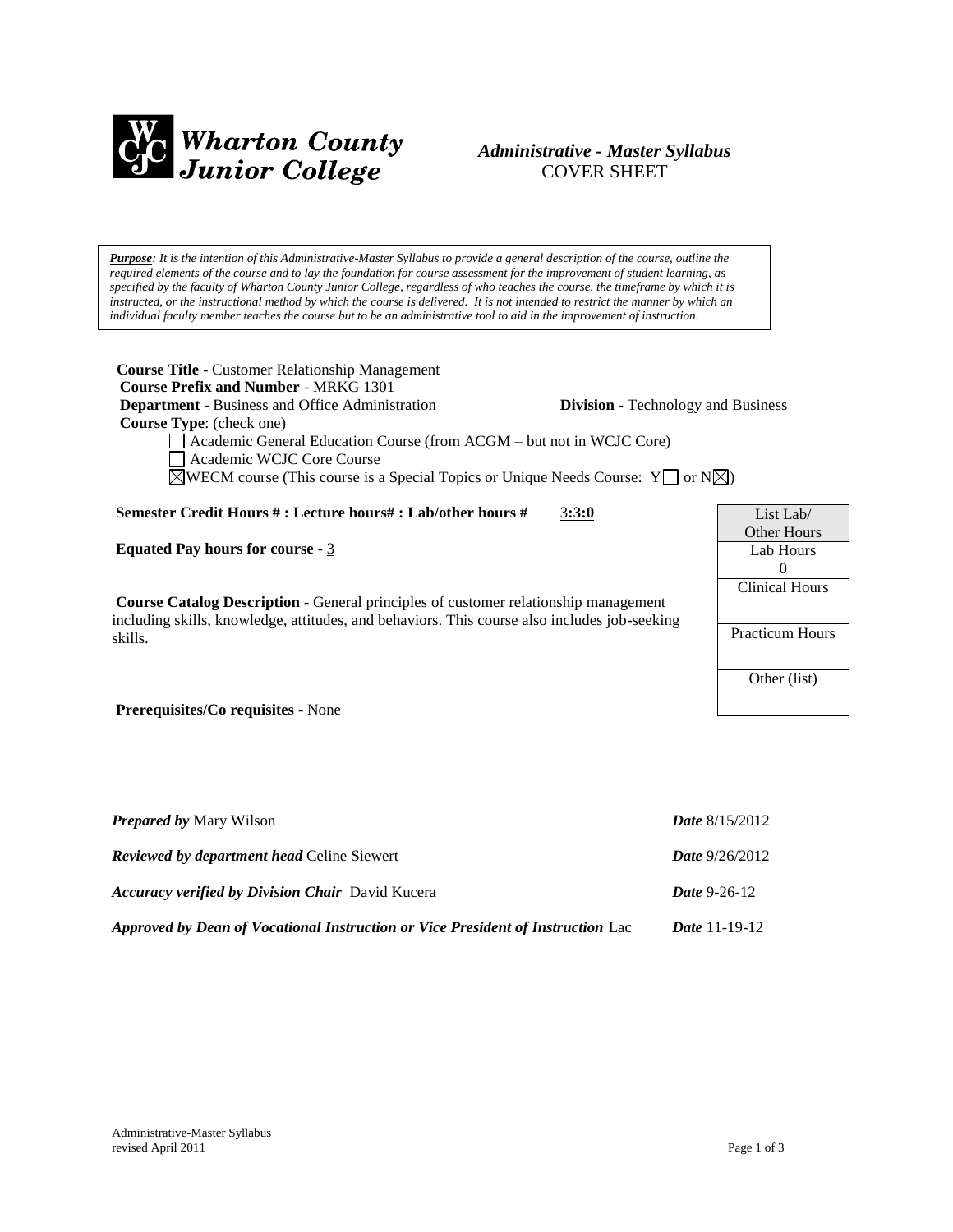**Wharton County Junior College**

***Administrative - Master Syllabus***
COVER SHEET

***Purpose****: It is the intention of this Administrative-Master Syllabus to provide a general description of the course, outline the required elements of the course and to lay the foundation for course assessment for the improvement of student learning, as specified by the faculty of Wharton County Junior College, regardless of who teaches the course, the timeframe by which it is instructed, or the instructional method by which the course is delivered. It is not intended to restrict the manner by which an individual faculty member teaches the course but to be an administrative tool to aid in the improvement of instruction.*

**Course Title** - Customer Relationship Management
**Course Prefix and Number** - MRKG 1301
**Department** - Business and Office Administration **Division** - Technology and Business
**Course Type**: (check one)

- ☐ Academic General Education Course (from ACGM – but not in WCJC Core)
- ☐ Academic WCJC Core Course
- ☒ WECM course (This course is a Special Topics or Unique Needs Course: Y☐ or N☒)

**Semester Credit Hours # : Lecture hours# : Lab/other hours #** 3**:3:0**

**Equated Pay hours for course** - 3

**Course Catalog Description** - General principles of customer relationship management including skills, knowledge, attitudes, and behaviors. This course also includes job-seeking skills.

**Prerequisites/Co requisites** - None

| List Lab/ Other Hours |
|---|
| Lab Hours 0 |
| Clinical Hours |
| Practicum Hours |
| Other (list) |

***Prepared by*** Mary Wilson ***Date*** 8/15/2012

***Reviewed by department head*** Celine Siewert ***Date*** 9/26/2012

***Accuracy verified by Division Chair*** David Kucera ***Date*** 9-26-12

***Approved by Dean of Vocational Instruction or Vice President of Instruction*** Lac ***Date*** 11-19-12

Administrative-Master Syllabus
revised April 2011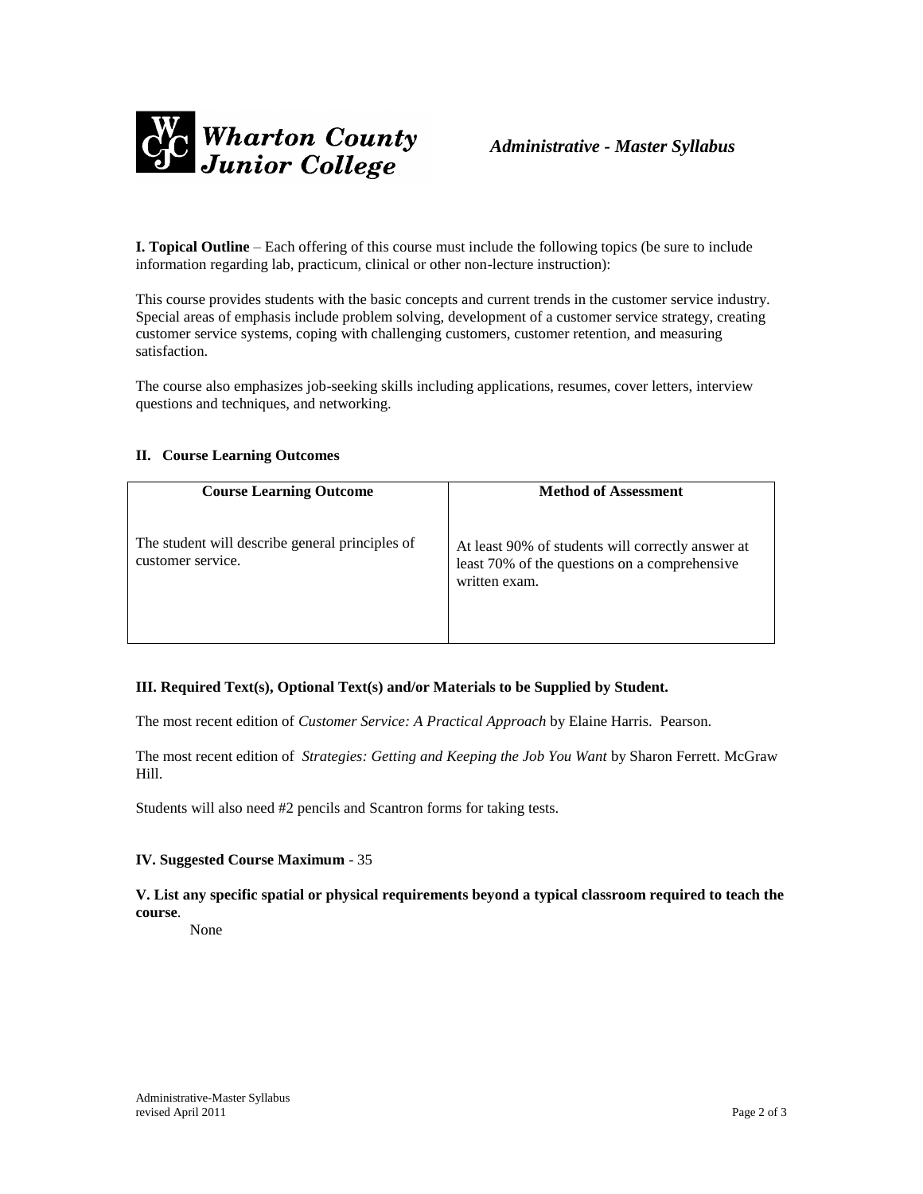**I. Topical Outline** – Each offering of this course must include the following topics (be sure to include information regarding lab, practicum, clinical or other non-lecture instruction):

This course provides students with the basic concepts and current trends in the customer service industry. Special areas of emphasis include problem solving, development of a customer service strategy, creating customer service systems, coping with challenging customers, customer retention, and measuring satisfaction.

The course also emphasizes job-seeking skills including applications, resumes, cover letters, interview questions and techniques, and networking.

**II. Course Learning Outcomes**

| Course Learning Outcome | Method of Assessment |
|---|---|
| The student will describe general principles of customer service. | At least 90% of students will correctly answer at least 70% of the questions on a comprehensive written exam. |

**III. Required Text(s), Optional Text(s) and/or Materials to be Supplied by Student.**

The most recent edition of *Customer Service: A Practical Approach* by Elaine Harris. Pearson.

The most recent edition of *Strategies: Getting and Keeping the Job You Want* by Sharon Ferrett. McGraw Hill.

Students will also need #2 pencils and Scantron forms for taking tests.

**IV. Suggested Course Maximum** - 35

**V. List any specific spatial or physical requirements beyond a typical classroom required to teach the course**.

None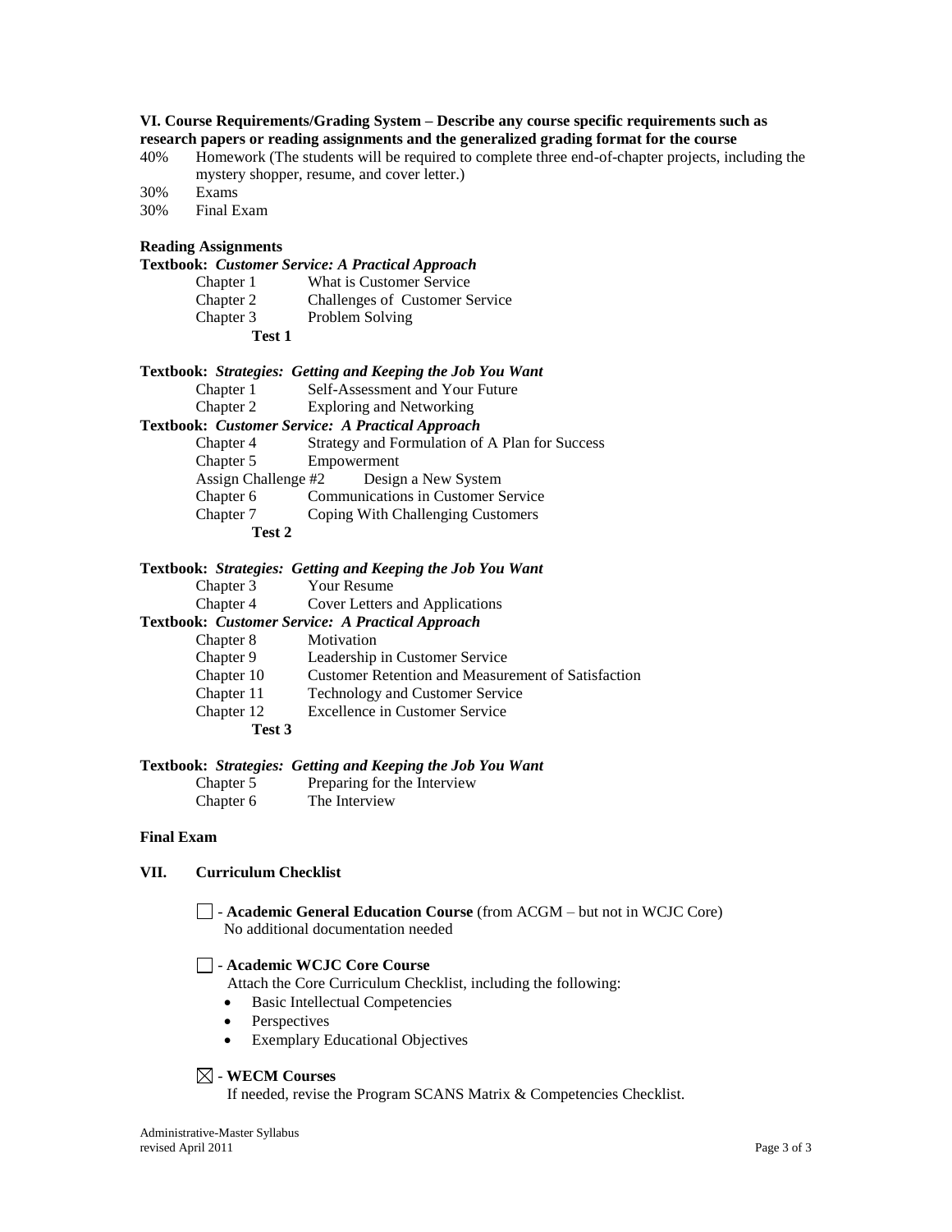**VI. Course Requirements/Grading System – Describe any course specific requirements such as research papers or reading assignments and the generalized grading format for the course**

| | |
|---|---|
| 40% | Homework (The students will be required to complete three end-of-chapter projects, including the mystery shopper, resume, and cover letter.) |
| 30% | Exams |
| 30% | Final Exam |

**Reading Assignments**

**Textbook: *Customer Service: A Practical Approach***

| | |
|---|---|
| Chapter 1 | What is Customer Service |
| Chapter 2 | Challenges of Customer Service |
| Chapter 3 | Problem Solving |
| **Test 1** | |

**Textbook: *Strategies: Getting and Keeping the Job You Want***

| | |
|---|---|
| Chapter 1 | Self-Assessment and Your Future |
| Chapter 2 | Exploring and Networking |

**Textbook: *Customer Service: A Practical Approach***

| | |
|---|---|
| Chapter 4 | Strategy and Formulation of A Plan for Success |
| Chapter 5 | Empowerment |
| Assign Challenge #2 | Design a New System |
| Chapter 6 | Communications in Customer Service |
| Chapter 7 | Coping With Challenging Customers |
| **Test 2** | |

**Textbook: *Strategies: Getting and Keeping the Job You Want***

| | |
|---|---|
| Chapter 3 | Your Resume |
| Chapter 4 | Cover Letters and Applications |

**Textbook: *Customer Service: A Practical Approach***

| | |
|---|---|
| Chapter 8 | Motivation |
| Chapter 9 | Leadership in Customer Service |
| Chapter 10 | Customer Retention and Measurement of Satisfaction |
| Chapter 11 | Technology and Customer Service |
| Chapter 12 | Excellence in Customer Service |
| **Test 3** | |

**Textbook: *Strategies: Getting and Keeping the Job You Want***

| | |
|---|---|
| Chapter 5 | Preparing for the Interview |
| Chapter 6 | The Interview |

**Final Exam**

**VII. Curriculum Checklist**

☐ - **Academic General Education Course** (from ACGM – but not in WCJC Core)
No additional documentation needed

☐ - **Academic WCJC Core Course**
Attach the Core Curriculum Checklist, including the following:

- Basic Intellectual Competencies
- Perspectives
- Exemplary Educational Objectives

☒ - **WECM Courses**
If needed, revise the Program SCANS Matrix & Competencies Checklist.